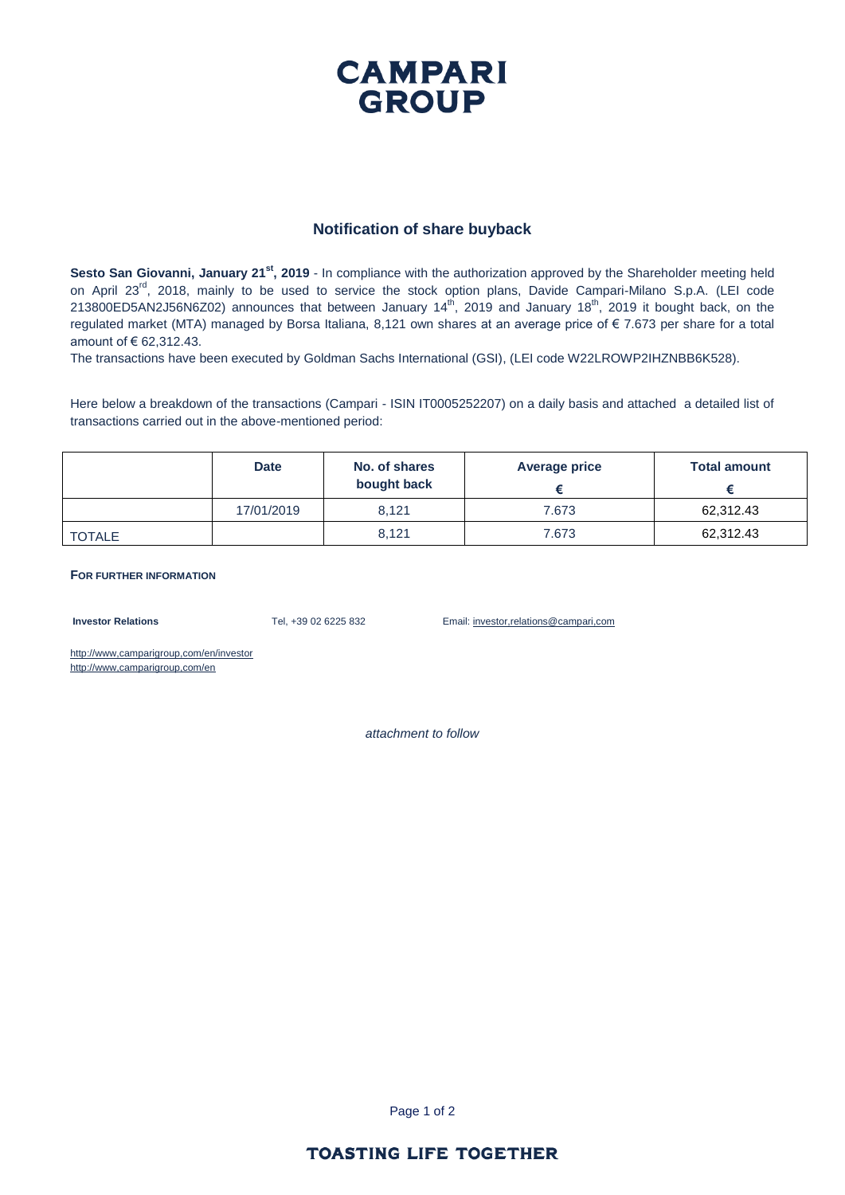# CAMPARI GROUP

## Notification of share buyback

**Sesto San Giovanni, January 21st, 2019** - In compliance with the authorization approved by the Shareholder meeting held on April 23rd, 2018, mainly to be used to service the stock option plans, Davide Campari-Milano S.p.A. (LEI code 213800ED5AN2J56N6Z02) announces that between January 14th, 2019 and January 18th, 2019 it bought back, on the regulated market (MTA) managed by Borsa Italiana, 8,121 own shares at an average price of € 7.673 per share for a total amount of € 62,312.43.

The transactions have been executed by Goldman Sachs International (GSI), (LEI code W22LROWP2IHZNBB6K528).

Here below a breakdown of the transactions (Campari - ISIN IT0005252207) on a daily basis and attached a detailed list of transactions carried out in the above-mentioned period:

| | Date | No. of shares bought back | Average price € | Total amount € |
|---|---|---|---|---|
| | 17/01/2019 | 8,121 | 7.673 | 62,312.43 |
| TOTALE | | 8,121 | 7.673 | 62,312.43 |

**FOR FURTHER INFORMATION**

**Investor Relations** Tel, +39 02 6225 832 Email: investor,relations@campari,com

http://www,camparigroup,com/en/investor
http://www,camparigroup,com/en

*attachment to follow*

**TOASTING LIFE TOGETHER**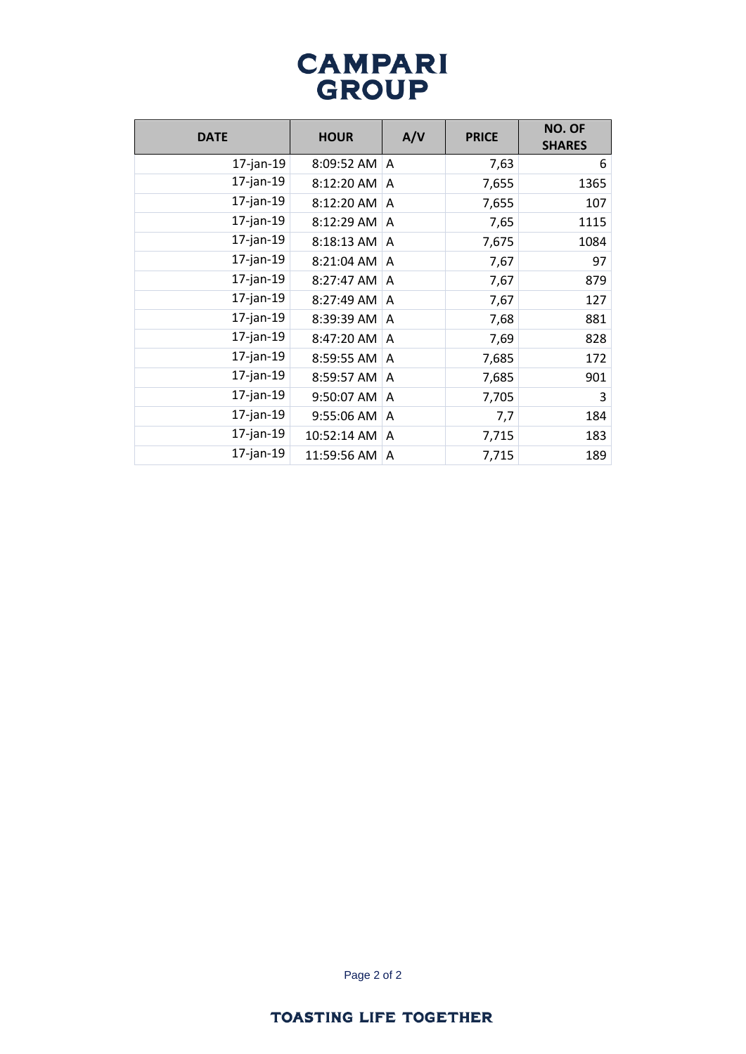# CAMPARI GROUP

| DATE | HOUR | A/V | PRICE | NO. OF SHARES |
|---|---|---|---|---|
| 17-jan-19 | 8:09:52 AM | A | 7,63 | 6 |
| 17-jan-19 | 8:12:20 AM | A | 7,655 | 1365 |
| 17-jan-19 | 8:12:20 AM | A | 7,655 | 107 |
| 17-jan-19 | 8:12:29 AM | A | 7,65 | 1115 |
| 17-jan-19 | 8:18:13 AM | A | 7,675 | 1084 |
| 17-jan-19 | 8:21:04 AM | A | 7,67 | 97 |
| 17-jan-19 | 8:27:47 AM | A | 7,67 | 879 |
| 17-jan-19 | 8:27:49 AM | A | 7,67 | 127 |
| 17-jan-19 | 8:39:39 AM | A | 7,68 | 881 |
| 17-jan-19 | 8:47:20 AM | A | 7,69 | 828 |
| 17-jan-19 | 8:59:55 AM | A | 7,685 | 172 |
| 17-jan-19 | 8:59:57 AM | A | 7,685 | 901 |
| 17-jan-19 | 9:50:07 AM | A | 7,705 | 3 |
| 17-jan-19 | 9:55:06 AM | A | 7,7 | 184 |
| 17-jan-19 | 10:52:14 AM | A | 7,715 | 183 |
| 17-jan-19 | 11:59:56 AM | A | 7,715 | 189 |

TOASTING LIFE TOGETHER